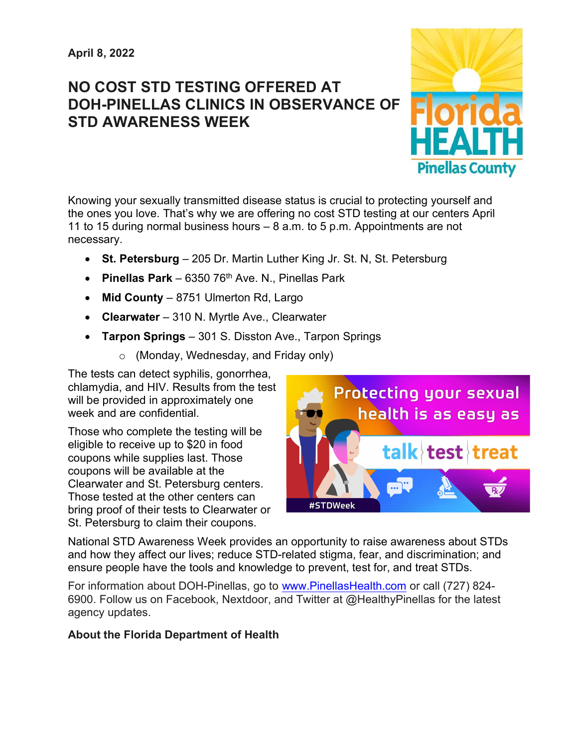**April 8, 2022**

# NO COST STD TESTING OFFERED AT DOH-PINELLAS CLINICS IN OBSERVANCE OF STD AWARENESS WEEK

Knowing your sexually transmitted disease status is crucial to protecting yourself and the ones you love. That's why we are offering no cost STD testing at our centers April 11 to 15 during normal business hours – 8 a.m. to 5 p.m. Appointments are not necessary.

- **St. Petersburg** – 205 Dr. Martin Luther King Jr. St. N, St. Petersburg
- **Pinellas Park** – 6350 76th Ave. N., Pinellas Park
- **Mid County** – 8751 Ulmerton Rd, Largo
- **Clearwater** – 310 N. Myrtle Ave., Clearwater
- **Tarpon Springs** – 301 S. Disston Ave., Tarpon Springs
  - (Monday, Wednesday, and Friday only)

The tests can detect syphilis, gonorrhea, chlamydia, and HIV. Results from the test will be provided in approximately one week and are confidential.

Those who complete the testing will be eligible to receive up to $20 in food coupons while supplies last. Those coupons will be available at the Clearwater and St. Petersburg centers. Those tested at the other centers can bring proof of their tests to Clearwater or St. Petersburg to claim their coupons.

National STD Awareness Week provides an opportunity to raise awareness about STDs and how they affect our lives; reduce STD-related stigma, fear, and discrimination; and ensure people have the tools and knowledge to prevent, test for, and treat STDs.

For information about DOH-Pinellas, go to www.PinellasHealth.com or call (727) 824-6900. Follow us on Facebook, Nextdoor, and Twitter at @HealthyPinellas for the latest agency updates.

**About the Florida Department of Health**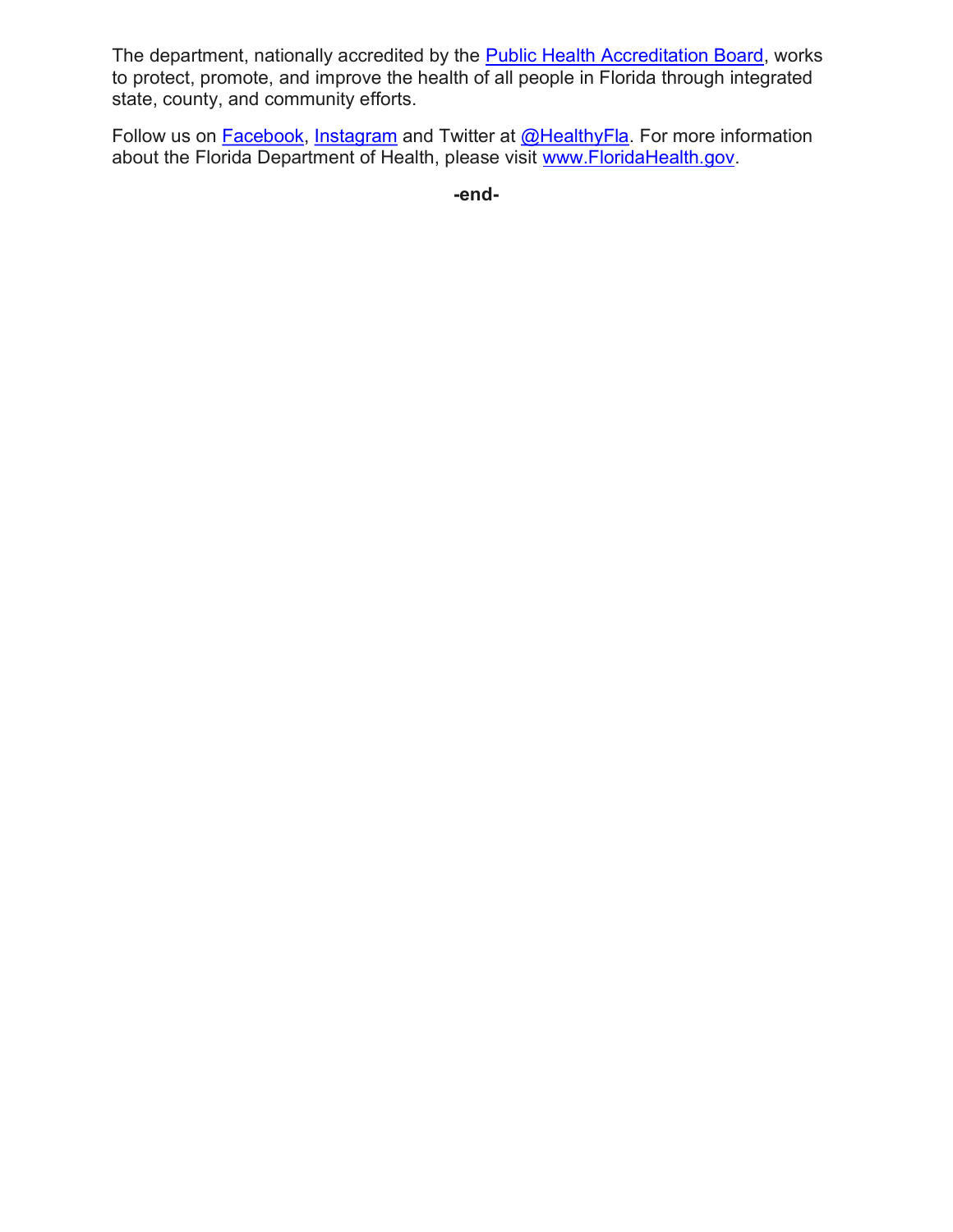The department, nationally accredited by the Public Health Accreditation Board, works to protect, promote, and improve the health of all people in Florida through integrated state, county, and community efforts.

Follow us on Facebook, Instagram and Twitter at @HealthyFla. For more information about the Florida Department of Health, please visit www.FloridaHealth.gov.

**-end-**